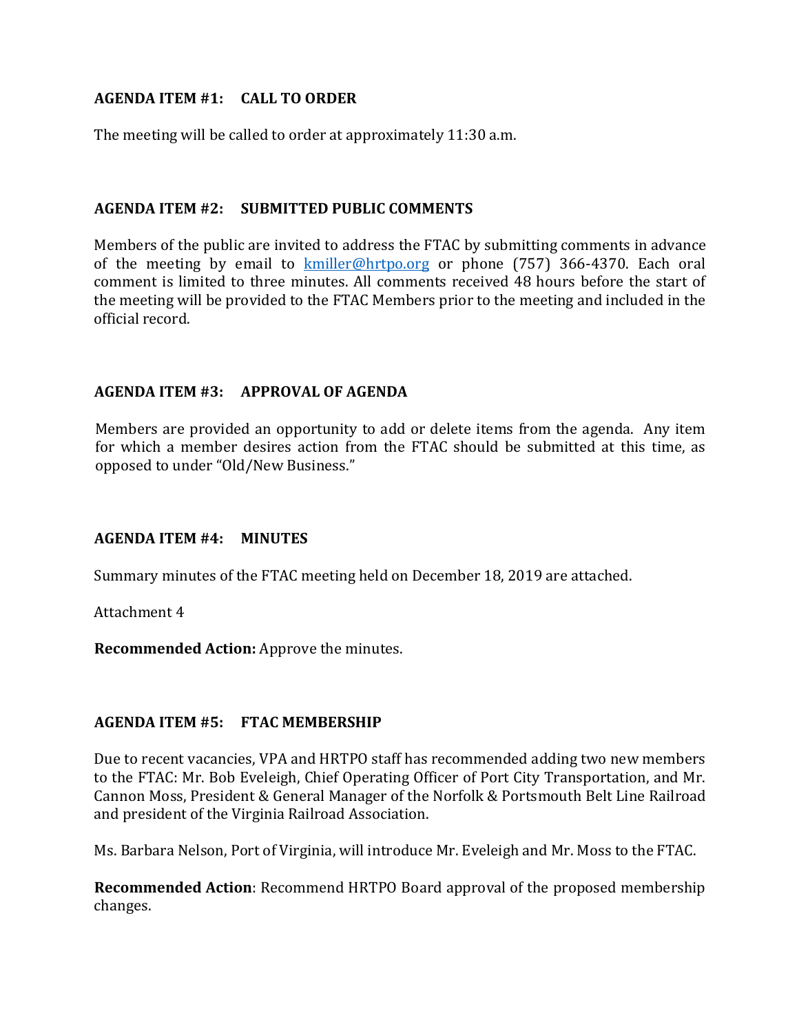## AGENDA ITEM #1: CALL TO ORDER

The meeting will be called to order at approximately 11:30 a.m.

## AGENDA ITEM #2: SUBMITTED PUBLIC COMMENTS

Members of the public are invited to address the FTAC by submitting comments in advance of the meeting by email to [kmiller@hrtpo.org](mailto:kmiller@hrtpo.org) or phone (757) 366-4370. Each oral comment is limited to three minutes. All comments received 48 hours before the start of the meeting will be provided to the FTAC Members prior to the meeting and included in the official record.

## AGENDA ITEM #3: APPROVAL OF AGENDA

Members are provided an opportunity to add or delete items from the agenda. Any item for which a member desires action from the FTAC should be submitted at this time, as opposed to under "Old/New Business."

## AGENDA ITEM #4: MINUTES

Summary minutes of the FTAC meeting held on December 18, 2019 are attached.

Attachment 4

**Recommended Action:** Approve the minutes.

## AGENDA ITEM #5: FTAC MEMBERSHIP

Due to recent vacancies, VPA and HRTPO staff has recommended adding two new members to the FTAC: Mr. Bob Eveleigh, Chief Operating Officer of Port City Transportation, and Mr. Cannon Moss, President & General Manager of the Norfolk & Portsmouth Belt Line Railroad and president of the Virginia Railroad Association.

Ms. Barbara Nelson, Port of Virginia, will introduce Mr. Eveleigh and Mr. Moss to the FTAC.

**Recommended Action**: Recommend HRTPO Board approval of the proposed membership changes.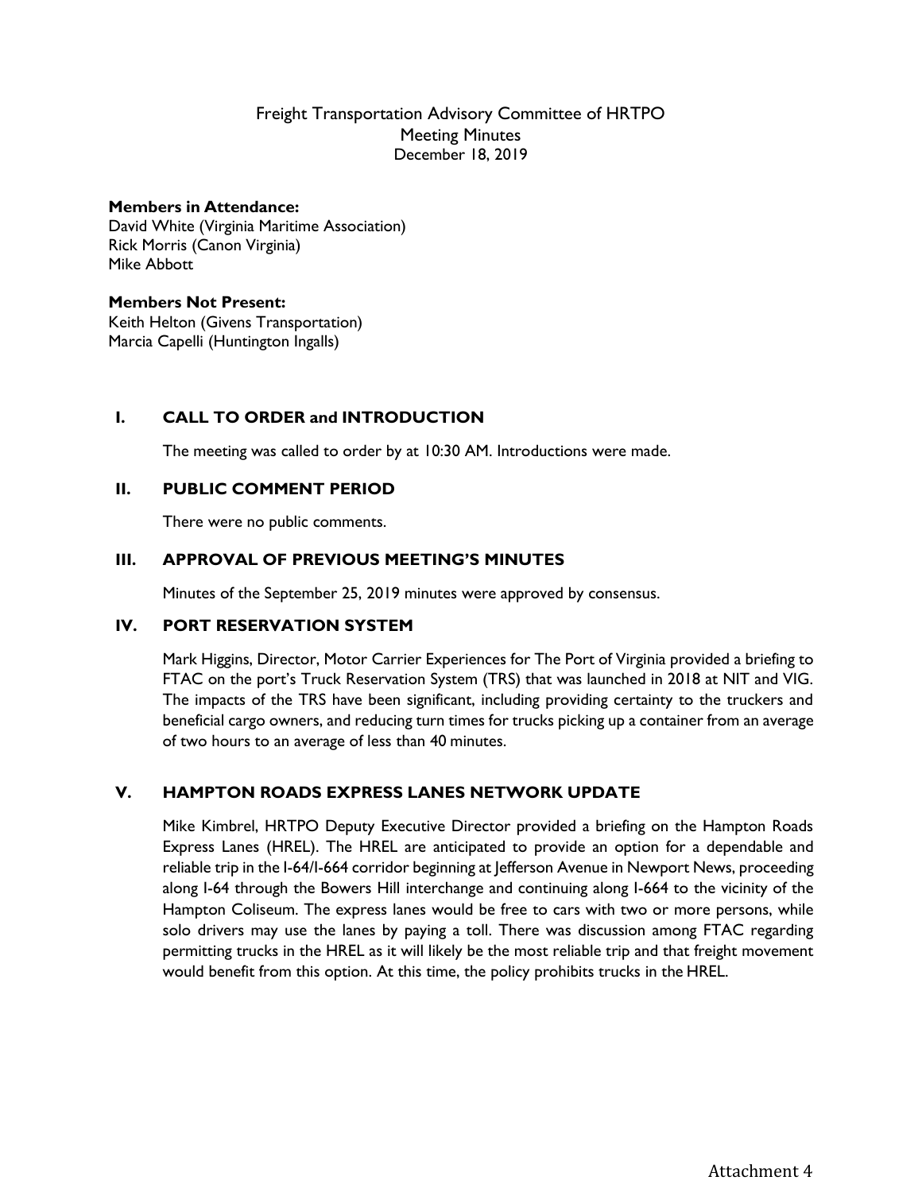Freight Transportation Advisory Committee of HRTPO
Meeting Minutes
December 18, 2019

**Members in Attendance:**
David White (Virginia Maritime Association)
Rick Morris (Canon Virginia)
Mike Abbott

**Members Not Present:**
Keith Helton (Givens Transportation)
Marcia Capelli (Huntington Ingalls)

## I. CALL TO ORDER and INTRODUCTION

The meeting was called to order by at 10:30 AM. Introductions were made.

## II. PUBLIC COMMENT PERIOD

There were no public comments.

## III. APPROVAL OF PREVIOUS MEETING'S MINUTES

Minutes of the September 25, 2019 minutes were approved by consensus.

## IV. PORT RESERVATION SYSTEM

Mark Higgins, Director, Motor Carrier Experiences for The Port of Virginia provided a briefing to FTAC on the port's Truck Reservation System (TRS) that was launched in 2018 at NIT and VIG. The impacts of the TRS have been significant, including providing certainty to the truckers and beneficial cargo owners, and reducing turn times for trucks picking up a container from an average of two hours to an average of less than 40 minutes.

## V. HAMPTON ROADS EXPRESS LANES NETWORK UPDATE

Mike Kimbrel, HRTPO Deputy Executive Director provided a briefing on the Hampton Roads Express Lanes (HREL). The HREL are anticipated to provide an option for a dependable and reliable trip in the I-64/I-664 corridor beginning at Jefferson Avenue in Newport News, proceeding along I-64 through the Bowers Hill interchange and continuing along I-664 to the vicinity of the Hampton Coliseum. The express lanes would be free to cars with two or more persons, while solo drivers may use the lanes by paying a toll. There was discussion among FTAC regarding permitting trucks in the HREL as it will likely be the most reliable trip and that freight movement would benefit from this option. At this time, the policy prohibits trucks in the HREL.

Attachment 4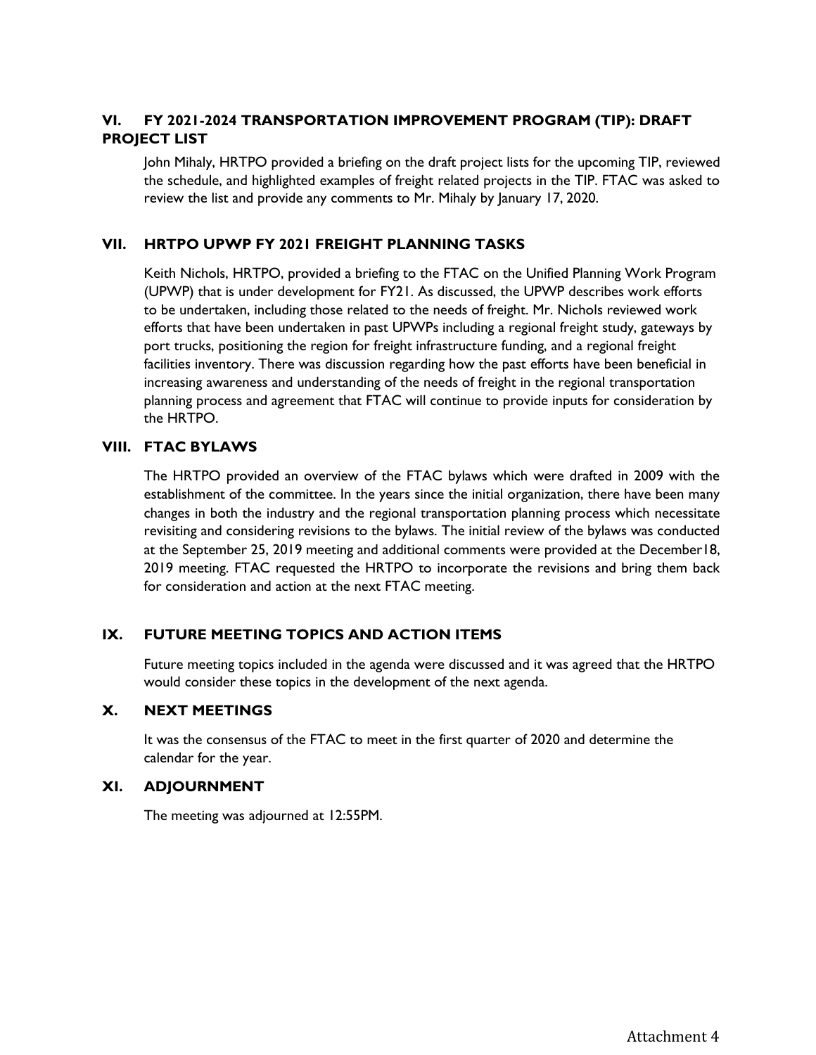## VI. FY 2021-2024 TRANSPORTATION IMPROVEMENT PROGRAM (TIP): DRAFT PROJECT LIST

John Mihaly, HRTPO provided a briefing on the draft project lists for the upcoming TIP, reviewed the schedule, and highlighted examples of freight related projects in the TIP. FTAC was asked to review the list and provide any comments to Mr. Mihaly by January 17, 2020.

## VII. HRTPO UPWP FY 2021 FREIGHT PLANNING TASKS

Keith Nichols, HRTPO, provided a briefing to the FTAC on the Unified Planning Work Program (UPWP) that is under development for FY21. As discussed, the UPWP describes work efforts to be undertaken, including those related to the needs of freight. Mr. Nichols reviewed work efforts that have been undertaken in past UPWPs including a regional freight study, gateways by port trucks, positioning the region for freight infrastructure funding, and a regional freight facilities inventory. There was discussion regarding how the past efforts have been beneficial in increasing awareness and understanding of the needs of freight in the regional transportation planning process and agreement that FTAC will continue to provide inputs for consideration by the HRTPO.

## VIII. FTAC BYLAWS

The HRTPO provided an overview of the FTAC bylaws which were drafted in 2009 with the establishment of the committee. In the years since the initial organization, there have been many changes in both the industry and the regional transportation planning process which necessitate revisiting and considering revisions to the bylaws. The initial review of the bylaws was conducted at the September 25, 2019 meeting and additional comments were provided at the December18, 2019 meeting. FTAC requested the HRTPO to incorporate the revisions and bring them back for consideration and action at the next FTAC meeting.

## IX. FUTURE MEETING TOPICS AND ACTION ITEMS

Future meeting topics included in the agenda were discussed and it was agreed that the HRTPO would consider these topics in the development of the next agenda.

## X. NEXT MEETINGS

It was the consensus of the FTAC to meet in the first quarter of 2020 and determine the calendar for the year.

## XI. ADJOURNMENT

The meeting was adjourned at 12:55PM.

Attachment 4